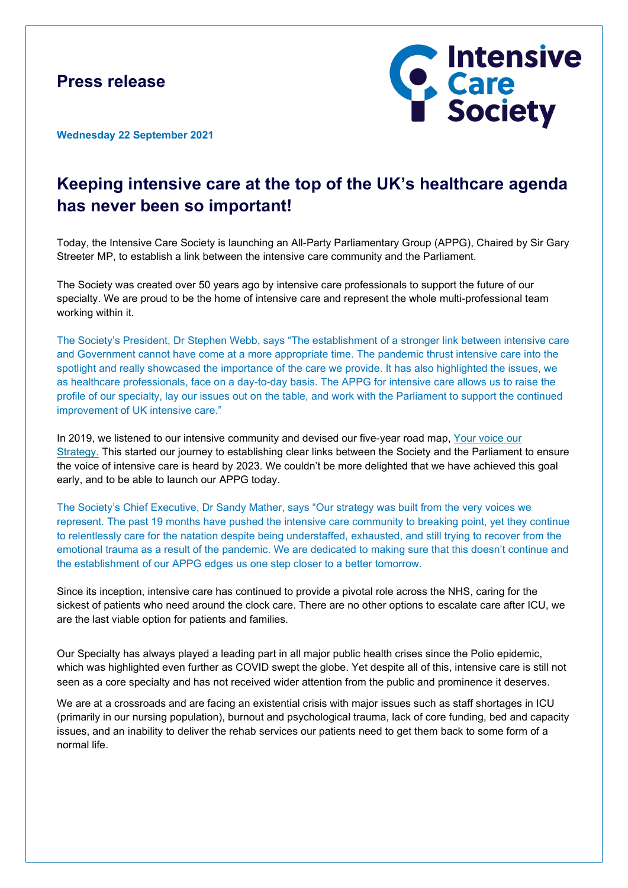## Press release

**Wednesday 22 September 2021**

# Keeping intensive care at the top of the UK's healthcare agenda has never been so important!

Today, the Intensive Care Society is launching an All-Party Parliamentary Group (APPG), Chaired by Sir Gary Streeter MP, to establish a link between the intensive care community and the Parliament.

The Society was created over 50 years ago by intensive care professionals to support the future of our specialty. We are proud to be the home of intensive care and represent the whole multi-professional team working within it.

The Society's President, Dr Stephen Webb, says "The establishment of a stronger link between intensive care and Government cannot have come at a more appropriate time. The pandemic thrust intensive care into the spotlight and really showcased the importance of the care we provide. It has also highlighted the issues, we as healthcare professionals, face on a day-to-day basis. The APPG for intensive care allows us to raise the profile of our specialty, lay our issues out on the table, and work with the Parliament to support the continued improvement of UK intensive care."

In 2019, we listened to our intensive community and devised our five-year road map, [Your voice our Strategy.] This started our journey to establishing clear links between the Society and the Parliament to ensure the voice of intensive care is heard by 2023. We couldn't be more delighted that we have achieved this goal early, and to be able to launch our APPG today.

The Society's Chief Executive, Dr Sandy Mather, says "Our strategy was built from the very voices we represent. The past 19 months have pushed the intensive care community to breaking point, yet they continue to relentlessly care for the natation despite being understaffed, exhausted, and still trying to recover from the emotional trauma as a result of the pandemic. We are dedicated to making sure that this doesn't continue and the establishment of our APPG edges us one step closer to a better tomorrow.

Since its inception, intensive care has continued to provide a pivotal role across the NHS, caring for the sickest of patients who need around the clock care. There are no other options to escalate care after ICU, we are the last viable option for patients and families.

Our Specialty has always played a leading part in all major public health crises since the Polio epidemic, which was highlighted even further as COVID swept the globe. Yet despite all of this, intensive care is still not seen as a core specialty and has not received wider attention from the public and prominence it deserves.

We are at a crossroads and are facing an existential crisis with major issues such as staff shortages in ICU (primarily in our nursing population), burnout and psychological trauma, lack of core funding, bed and capacity issues, and an inability to deliver the rehab services our patients need to get them back to some form of a normal life.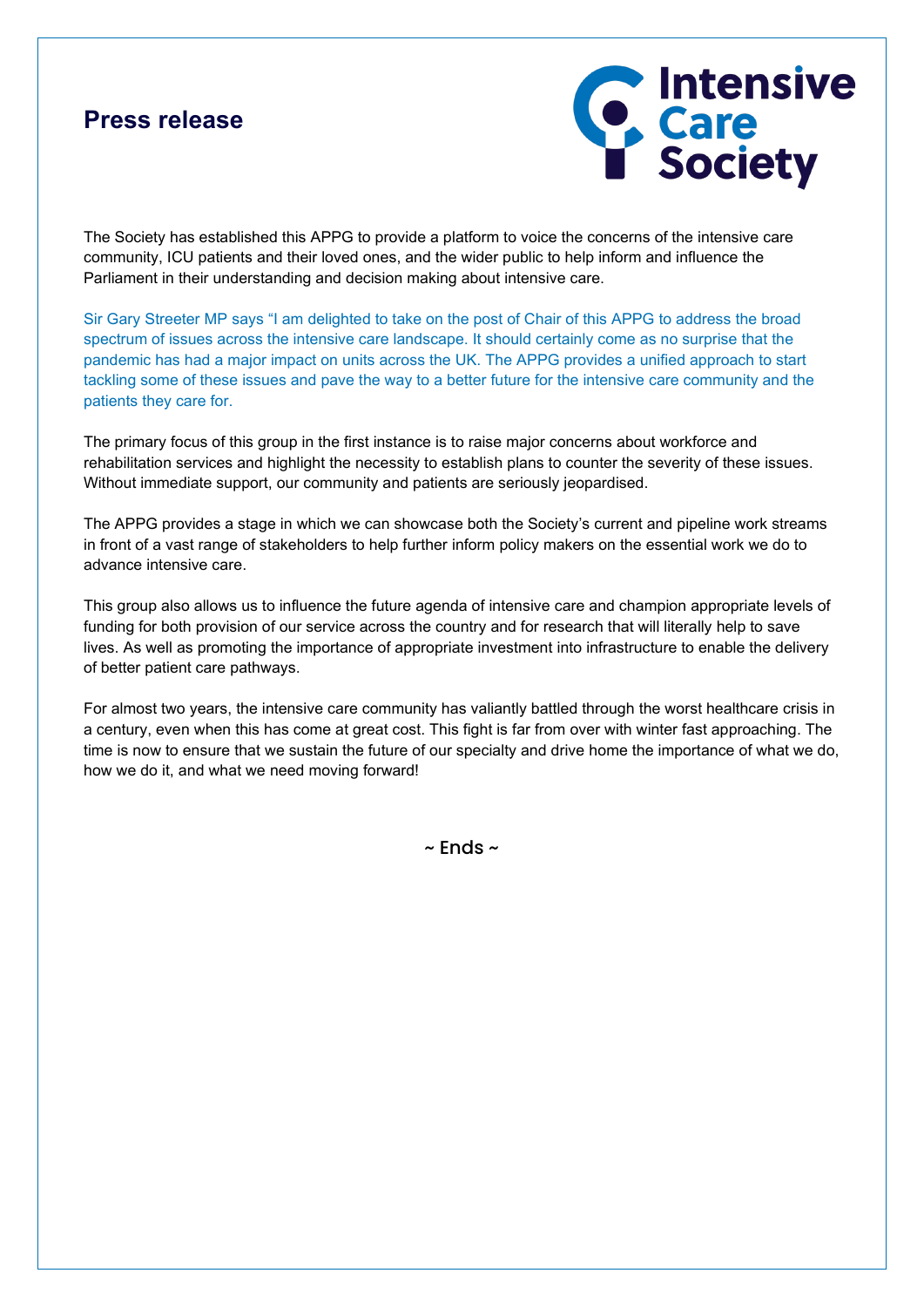## Press release

The Society has established this APPG to provide a platform to voice the concerns of the intensive care community, ICU patients and their loved ones, and the wider public to help inform and influence the Parliament in their understanding and decision making about intensive care.

Sir Gary Streeter MP says "I am delighted to take on the post of Chair of this APPG to address the broad spectrum of issues across the intensive care landscape. It should certainly come as no surprise that the pandemic has had a major impact on units across the UK. The APPG provides a unified approach to start tackling some of these issues and pave the way to a better future for the intensive care community and the patients they care for.

The primary focus of this group in the first instance is to raise major concerns about workforce and rehabilitation services and highlight the necessity to establish plans to counter the severity of these issues. Without immediate support, our community and patients are seriously jeopardised.

The APPG provides a stage in which we can showcase both the Society's current and pipeline work streams in front of a vast range of stakeholders to help further inform policy makers on the essential work we do to advance intensive care.

This group also allows us to influence the future agenda of intensive care and champion appropriate levels of funding for both provision of our service across the country and for research that will literally help to save lives. As well as promoting the importance of appropriate investment into infrastructure to enable the delivery of better patient care pathways.

For almost two years, the intensive care community has valiantly battled through the worst healthcare crisis in a century, even when this has come at great cost. This fight is far from over with winter fast approaching. The time is now to ensure that we sustain the future of our specialty and drive home the importance of what we do, how we do it, and what we need moving forward!

~ Ends ~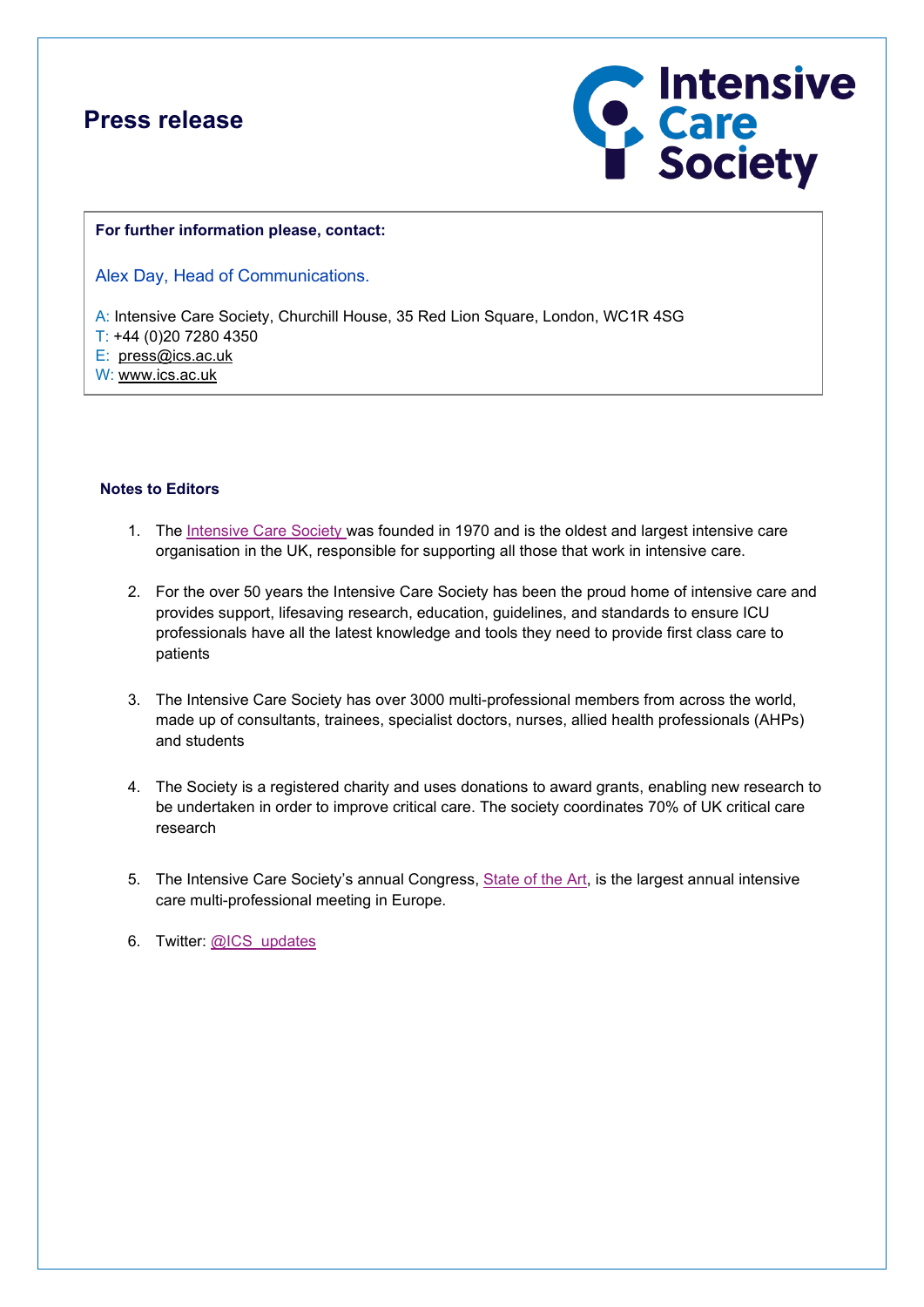# Press release

Intensive Care Society

**For further information please, contact:**

Alex Day, Head of Communications.

A: Intensive Care Society, Churchill House, 35 Red Lion Square, London, WC1R 4SG
T: +44 (0)20 7280 4350
E: press@ics.ac.uk
W: www.ics.ac.uk

**Notes to Editors**

1. The Intensive Care Society was founded in 1970 and is the oldest and largest intensive care organisation in the UK, responsible for supporting all those that work in intensive care.

2. For the over 50 years the Intensive Care Society has been the proud home of intensive care and provides support, lifesaving research, education, guidelines, and standards to ensure ICU professionals have all the latest knowledge and tools they need to provide first class care to patients

3. The Intensive Care Society has over 3000 multi-professional members from across the world, made up of consultants, trainees, specialist doctors, nurses, allied health professionals (AHPs) and students

4. The Society is a registered charity and uses donations to award grants, enabling new research to be undertaken in order to improve critical care. The society coordinates 70% of UK critical care research

5. The Intensive Care Society's annual Congress, State of the Art, is the largest annual intensive care multi-professional meeting in Europe.

6. Twitter: @ICS_updates